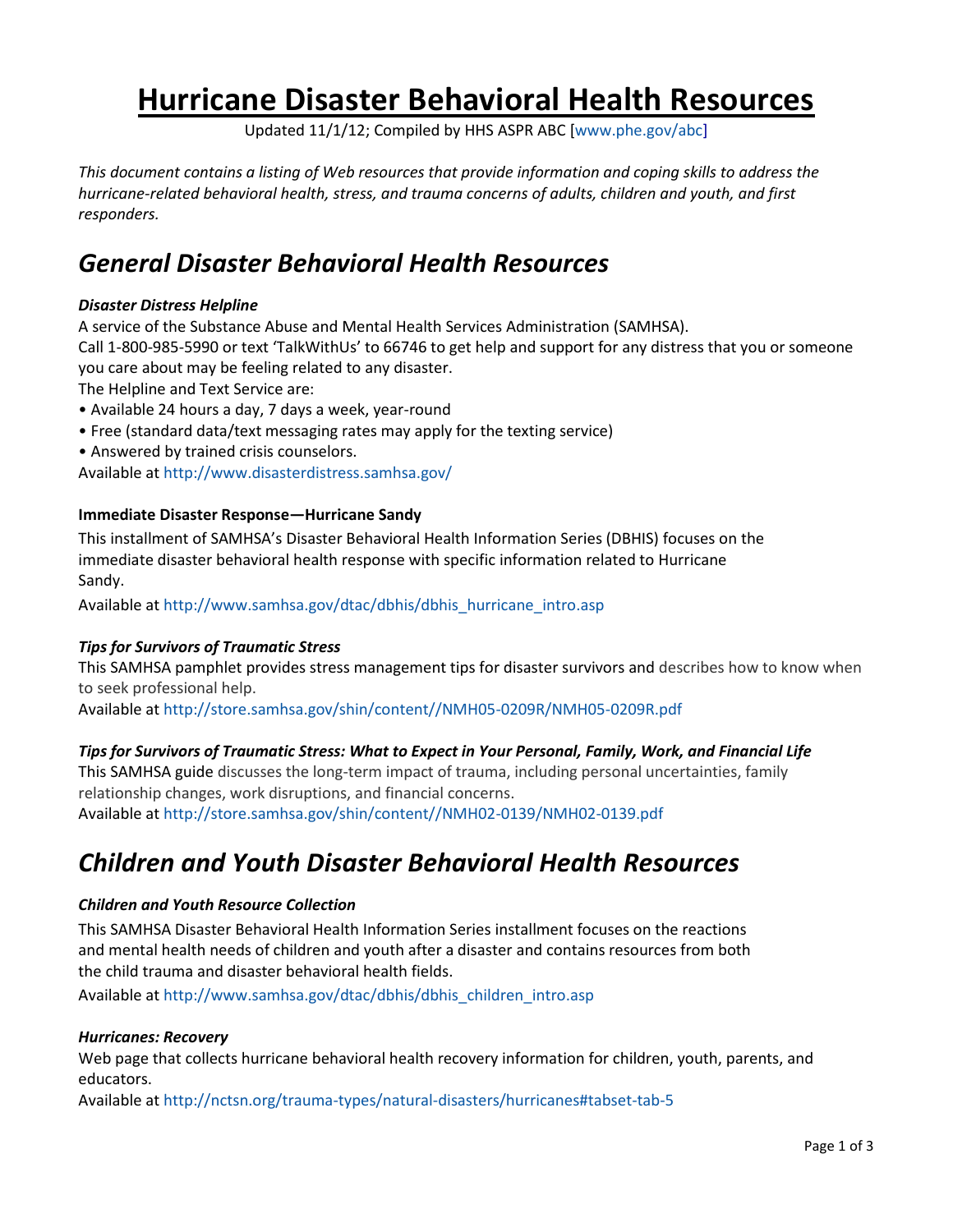# Hurricane Disaster Behavioral Health Resources

Updated 11/1/12; Compiled by HHS ASPR ABC [www.phe.gov/abc]

*This document contains a listing of Web resources that provide information and coping skills to address the hurricane-related behavioral health, stress, and trauma concerns of adults, children and youth, and first responders.*

## *General Disaster Behavioral Health Resources*

***Disaster Distress Helpline***

A service of the Substance Abuse and Mental Health Services Administration (SAMHSA).
Call 1-800-985-5990 or text 'TalkWithUs' to 66746 to get help and support for any distress that you or someone you care about may be feeling related to any disaster.
The Helpline and Text Service are:

- Available 24 hours a day, 7 days a week, year-round
- Free (standard data/text messaging rates may apply for the texting service)
- Answered by trained crisis counselors.

Available at http://www.disasterdistress.samhsa.gov/

**Immediate Disaster Response—Hurricane Sandy**

This installment of SAMHSA's Disaster Behavioral Health Information Series (DBHIS) focuses on the immediate disaster behavioral health response with specific information related to Hurricane Sandy.

Available at http://www.samhsa.gov/dtac/dbhis/dbhis_hurricane_intro.asp

***Tips for Survivors of Traumatic Stress***

This SAMHSA pamphlet provides stress management tips for disaster survivors and describes how to know when to seek professional help.

Available at http://store.samhsa.gov/shin/content//NMH05-0209R/NMH05-0209R.pdf

***Tips for Survivors of Traumatic Stress: What to Expect in Your Personal, Family, Work, and Financial Life***

This SAMHSA guide discusses the long-term impact of trauma, including personal uncertainties, family relationship changes, work disruptions, and financial concerns.

Available at http://store.samhsa.gov/shin/content//NMH02-0139/NMH02-0139.pdf

## *Children and Youth Disaster Behavioral Health Resources*

***Children and Youth Resource Collection***

This SAMHSA Disaster Behavioral Health Information Series installment focuses on the reactions and mental health needs of children and youth after a disaster and contains resources from both the child trauma and disaster behavioral health fields.

Available at http://www.samhsa.gov/dtac/dbhis/dbhis_children_intro.asp

***Hurricanes: Recovery***

Web page that collects hurricane behavioral health recovery information for children, youth, parents, and educators.

Available at http://nctsn.org/trauma-types/natural-disasters/hurricanes#tabset-tab-5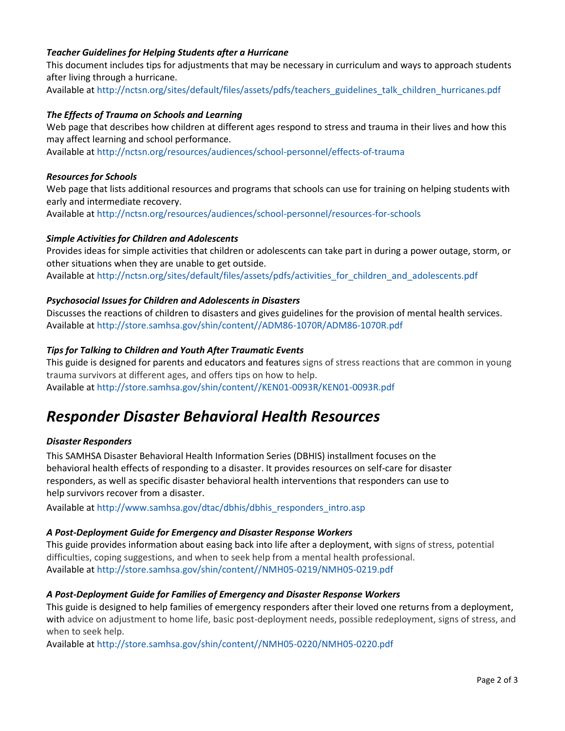### *Teacher Guidelines for Helping Students after a Hurricane*

This document includes tips for adjustments that may be necessary in curriculum and ways to approach students after living through a hurricane.
Available at http://nctsn.org/sites/default/files/assets/pdfs/teachers_guidelines_talk_children_hurricanes.pdf

### *The Effects of Trauma on Schools and Learning*

Web page that describes how children at different ages respond to stress and trauma in their lives and how this may affect learning and school performance.
Available at http://nctsn.org/resources/audiences/school-personnel/effects-of-trauma

### *Resources for Schools*

Web page that lists additional resources and programs that schools can use for training on helping students with early and intermediate recovery.
Available at http://nctsn.org/resources/audiences/school-personnel/resources-for-schools

### *Simple Activities for Children and Adolescents*

Provides ideas for simple activities that children or adolescents can take part in during a power outage, storm, or other situations when they are unable to get outside.
Available at http://nctsn.org/sites/default/files/assets/pdfs/activities_for_children_and_adolescents.pdf

### *Psychosocial Issues for Children and Adolescents in Disasters*

Discusses the reactions of children to disasters and gives guidelines for the provision of mental health services.
Available at http://store.samhsa.gov/shin/content//ADM86-1070R/ADM86-1070R.pdf

### *Tips for Talking to Children and Youth After Traumatic Events*

This guide is designed for parents and educators and features signs of stress reactions that are common in young trauma survivors at different ages, and offers tips on how to help.
Available at http://store.samhsa.gov/shin/content//KEN01-0093R/KEN01-0093R.pdf

# *Responder Disaster Behavioral Health Resources*

### *Disaster Responders*

This SAMHSA Disaster Behavioral Health Information Series (DBHIS) installment focuses on the behavioral health effects of responding to a disaster. It provides resources on self-care for disaster responders, as well as specific disaster behavioral health interventions that responders can use to help survivors recover from a disaster.

Available at http://www.samhsa.gov/dtac/dbhis/dbhis_responders_intro.asp

### *A Post-Deployment Guide for Emergency and Disaster Response Workers*

This guide provides information about easing back into life after a deployment, with signs of stress, potential difficulties, coping suggestions, and when to seek help from a mental health professional.
Available at http://store.samhsa.gov/shin/content//NMH05-0219/NMH05-0219.pdf

### *A Post-Deployment Guide for Families of Emergency and Disaster Response Workers*

This guide is designed to help families of emergency responders after their loved one returns from a deployment, with advice on adjustment to home life, basic post-deployment needs, possible redeployment, signs of stress, and when to seek help.
Available at http://store.samhsa.gov/shin/content//NMH05-0220/NMH05-0220.pdf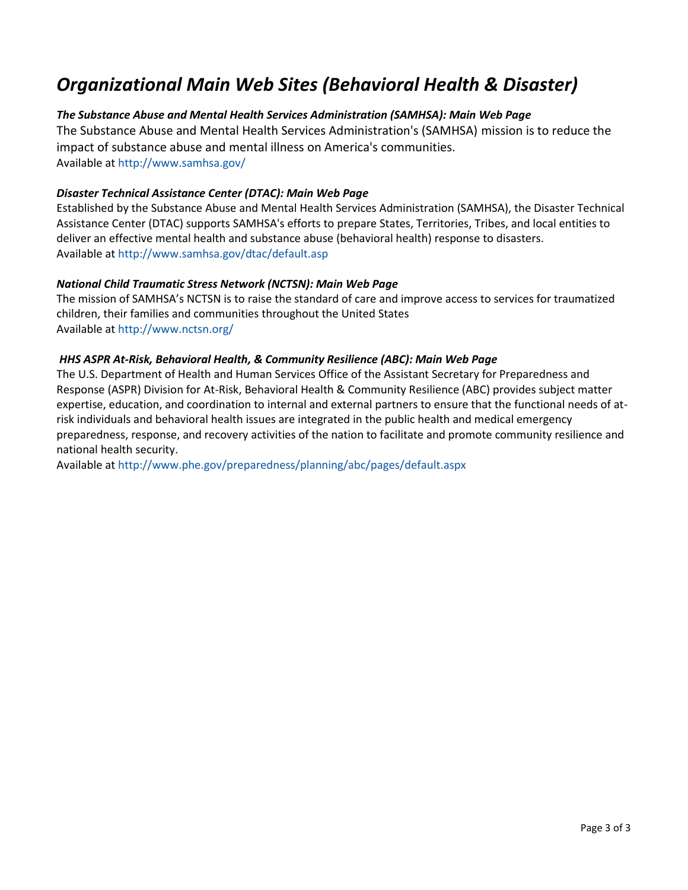# *Organizational Main Web Sites (Behavioral Health & Disaster)*

***The Substance Abuse and Mental Health Services Administration (SAMHSA): Main Web Page***

The Substance Abuse and Mental Health Services Administration's (SAMHSA) mission is to reduce the impact of substance abuse and mental illness on America's communities.
Available at http://www.samhsa.gov/

***Disaster Technical Assistance Center (DTAC): Main Web Page***

Established by the Substance Abuse and Mental Health Services Administration (SAMHSA), the Disaster Technical Assistance Center (DTAC) supports SAMHSA's efforts to prepare States, Territories, Tribes, and local entities to deliver an effective mental health and substance abuse (behavioral health) response to disasters.
Available at http://www.samhsa.gov/dtac/default.asp

***National Child Traumatic Stress Network (NCTSN): Main Web Page***

The mission of SAMHSA's NCTSN is to raise the standard of care and improve access to services for traumatized children, their families and communities throughout the United States
Available at http://www.nctsn.org/

***HHS ASPR At-Risk, Behavioral Health, & Community Resilience (ABC): Main Web Page***

The U.S. Department of Health and Human Services Office of the Assistant Secretary for Preparedness and Response (ASPR) Division for At-Risk, Behavioral Health & Community Resilience (ABC) provides subject matter expertise, education, and coordination to internal and external partners to ensure that the functional needs of at-risk individuals and behavioral health issues are integrated in the public health and medical emergency preparedness, response, and recovery activities of the nation to facilitate and promote community resilience and national health security.
Available at http://www.phe.gov/preparedness/planning/abc/pages/default.aspx